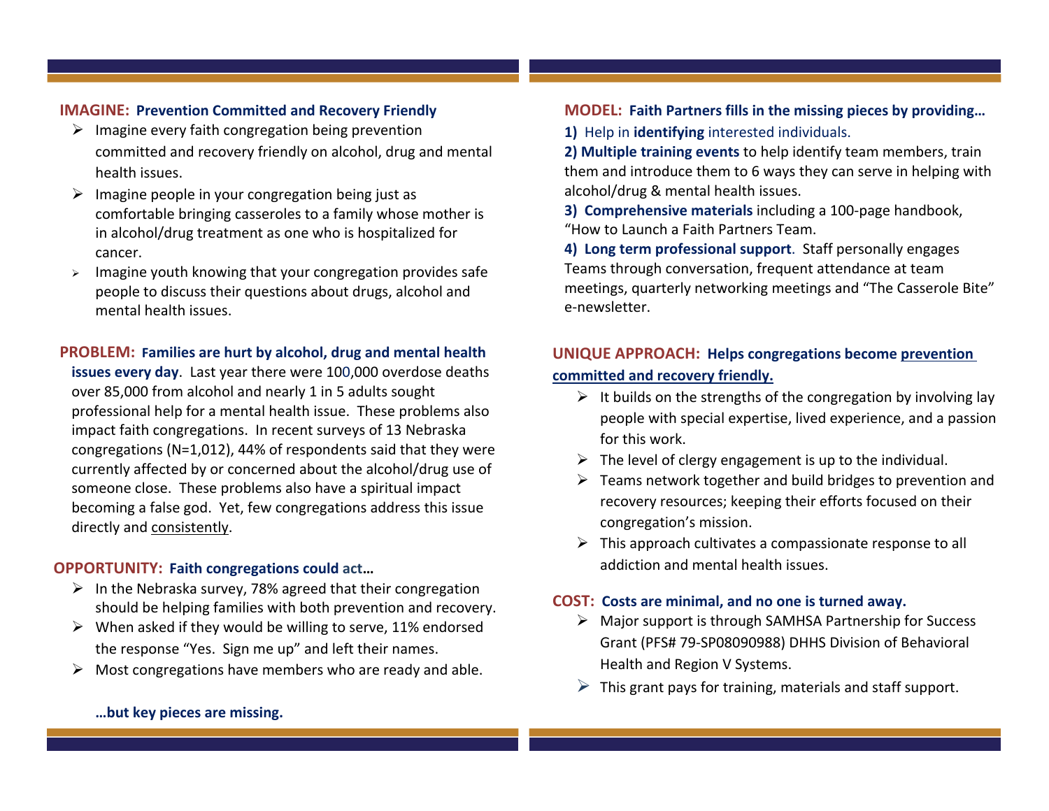**IMAGINE: Prevention Committed and Recovery Friendly**

- Imagine every faith congregation being prevention committed and recovery friendly on alcohol, drug and mental health issues.
- Imagine people in your congregation being just as comfortable bringing casseroles to a family whose mother is in alcohol/drug treatment as one who is hospitalized for cancer.
- Imagine youth knowing that your congregation provides safe people to discuss their questions about drugs, alcohol and mental health issues.

**PROBLEM: Families are hurt by alcohol, drug and mental health issues every day**. Last year there were 100,000 overdose deaths over 85,000 from alcohol and nearly 1 in 5 adults sought professional help for a mental health issue. These problems also impact faith congregations. In recent surveys of 13 Nebraska congregations (N=1,012), 44% of respondents said that they were currently affected by or concerned about the alcohol/drug use of someone close. These problems also have a spiritual impact becoming a false god. Yet, few congregations address this issue directly and consistently.

**OPPORTUNITY: Faith congregations could act…**

- In the Nebraska survey, 78% agreed that their congregation should be helping families with both prevention and recovery.
- When asked if they would be willing to serve, 11% endorsed the response "Yes. Sign me up" and left their names.
- Most congregations have members who are ready and able.

**…but key pieces are missing.**

**MODEL: Faith Partners fills in the missing pieces by providing…**

**1)** Help in **identifying** interested individuals.
**2) Multiple training events** to help identify team members, train them and introduce them to 6 ways they can serve in helping with alcohol/drug & mental health issues.
**3) Comprehensive materials** including a 100-page handbook, "How to Launch a Faith Partners Team.
**4) Long term professional support**. Staff personally engages Teams through conversation, frequent attendance at team meetings, quarterly networking meetings and "The Casserole Bite" e-newsletter.

**UNIQUE APPROACH: Helps congregations become prevention committed and recovery friendly.**

- It builds on the strengths of the congregation by involving lay people with special expertise, lived experience, and a passion for this work.
- The level of clergy engagement is up to the individual.
- Teams network together and build bridges to prevention and recovery resources; keeping their efforts focused on their congregation's mission.
- This approach cultivates a compassionate response to all addiction and mental health issues.

**COST: Costs are minimal, and no one is turned away.**

- Major support is through SAMHSA Partnership for Success Grant (PFS# 79-SP08090988) DHHS Division of Behavioral Health and Region V Systems.
- This grant pays for training, materials and staff support.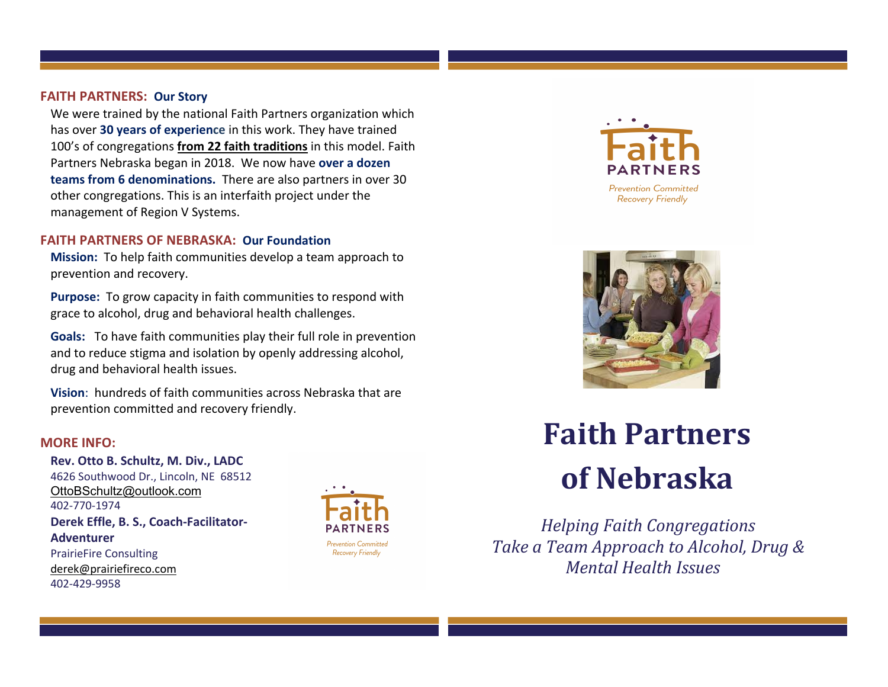## FAITH PARTNERS: Our Story

We were trained by the national Faith Partners organization which has over **30 years of experience** in this work. They have trained 100's of congregations **from 22 faith traditions** in this model. Faith Partners Nebraska began in 2018. We now have **over a dozen teams from 6 denominations.** There are also partners in over 30 other congregations. This is an interfaith project under the management of Region V Systems.

## FAITH PARTNERS OF NEBRASKA: Our Foundation

**Mission:** To help faith communities develop a team approach to prevention and recovery.

**Purpose:** To grow capacity in faith communities to respond with grace to alcohol, drug and behavioral health challenges.

**Goals:** To have faith communities play their full role in prevention and to reduce stigma and isolation by openly addressing alcohol, drug and behavioral health issues.

**Vision**: hundreds of faith communities across Nebraska that are prevention committed and recovery friendly.

## MORE INFO:

**Rev. Otto B. Schultz, M. Div., LADC**
4626 Southwood Dr., Lincoln, NE 68512
OttoBSchultz@outlook.com
402-770-1974

**Derek Effle, B. S., Coach-Facilitator-Adventurer**
PrairieFire Consulting
derek@prairiefireco.com
402-429-9958

Faith PARTNERS
*Prevention Committed*
*Recovery Friendly*

Faith PARTNERS
*Prevention Committed*
*Recovery Friendly*

# Faith Partners of Nebraska

*Helping Faith Congregations Take a Team Approach to Alcohol, Drug & Mental Health Issues*